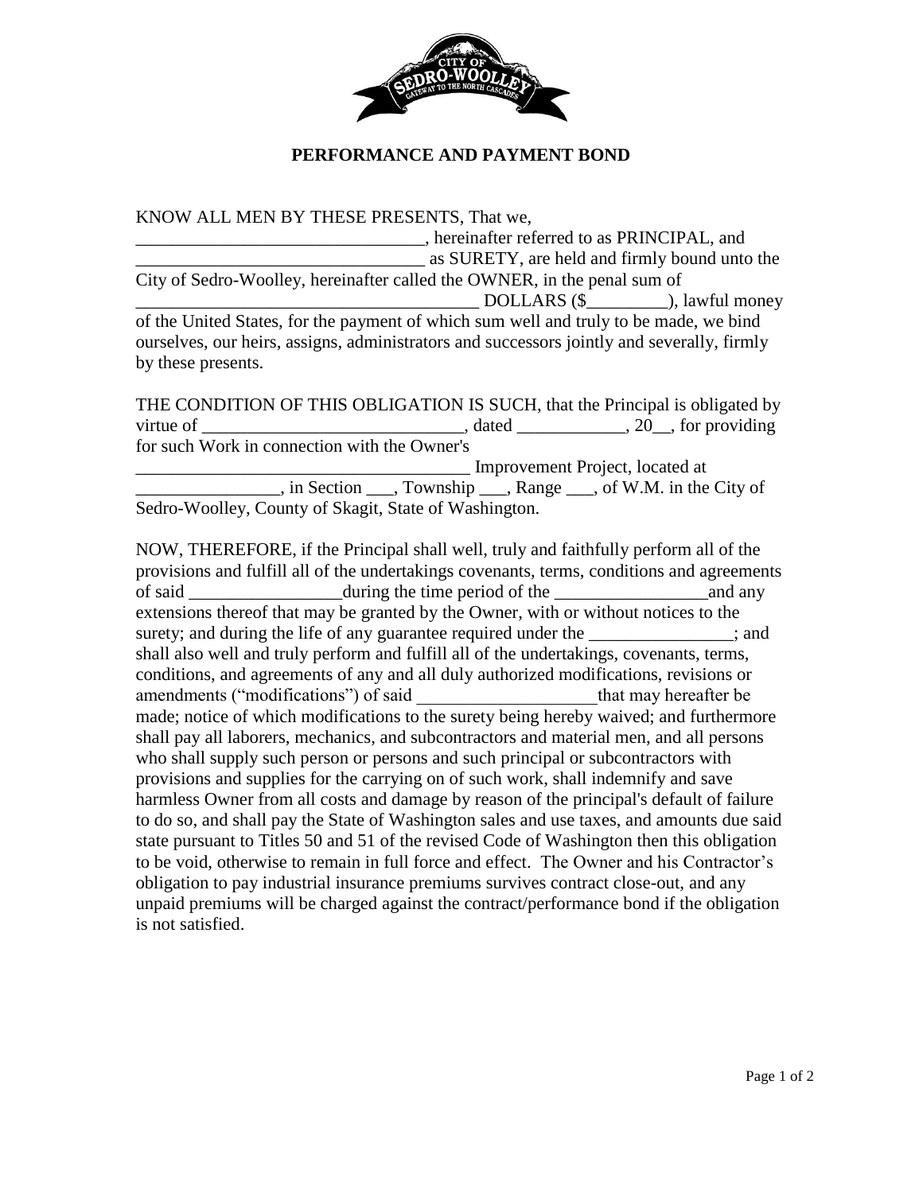# PERFORMANCE AND PAYMENT BOND

KNOW ALL MEN BY THESE PRESENTS, That we, ________________________________, hereinafter referred to as PRINCIPAL, and ________________________________ as SURETY, are held and firmly bound unto the City of Sedro-Woolley, hereinafter called the OWNER, in the penal sum of ______________________________________ DOLLARS ($_________), lawful money of the United States, for the payment of which sum well and truly to be made, we bind ourselves, our heirs, assigns, administrators and successors jointly and severally, firmly by these presents.

THE CONDITION OF THIS OBLIGATION IS SUCH, that the Principal is obligated by virtue of _____________________________, dated ____________, 20__, for providing for such Work in connection with the Owner's ______________________________________ Improvement Project, located at ________________, in Section ___, Township ___, Range ___, of W.M. in the City of Sedro-Woolley, County of Skagit, State of Washington.

NOW, THEREFORE, if the Principal shall well, truly and faithfully perform all of the provisions and fulfill all of the undertakings covenants, terms, conditions and agreements of said _________________during the time period of the _________________and any extensions thereof that may be granted by the Owner, with or without notices to the surety; and during the life of any guarantee required under the ________________; and shall also well and truly perform and fulfill all of the undertakings, covenants, terms, conditions, and agreements of any and all duly authorized modifications, revisions or amendments ("modifications") of said ____________________that may hereafter be made; notice of which modifications to the surety being hereby waived; and furthermore shall pay all laborers, mechanics, and subcontractors and material men, and all persons who shall supply such person or persons and such principal or subcontractors with provisions and supplies for the carrying on of such work, shall indemnify and save harmless Owner from all costs and damage by reason of the principal's default of failure to do so, and shall pay the State of Washington sales and use taxes, and amounts due said state pursuant to Titles 50 and 51 of the revised Code of Washington then this obligation to be void, otherwise to remain in full force and effect. The Owner and his Contractor's obligation to pay industrial insurance premiums survives contract close-out, and any unpaid premiums will be charged against the contract/performance bond if the obligation is not satisfied.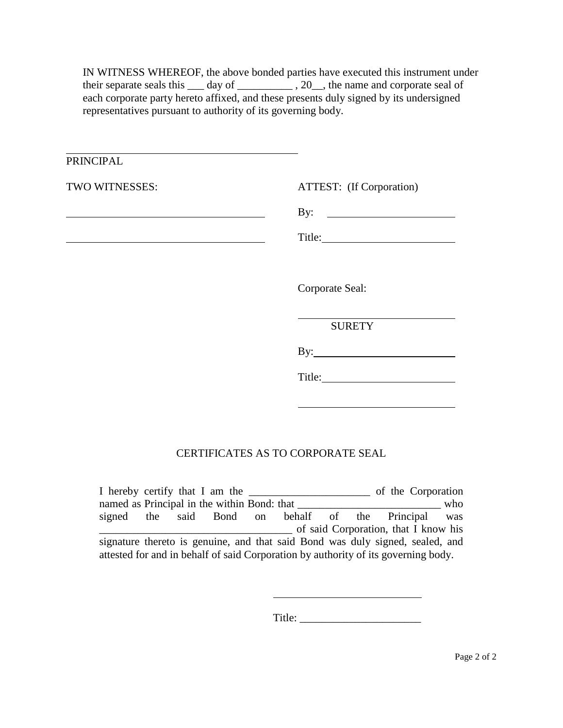IN WITNESS WHEREOF, the above bonded parties have executed this instrument under their separate seals this ___ day of __________ , 20__, the name and corporate seal of each corporate party hereto affixed, and these presents duly signed by its undersigned representatives pursuant to authority of its governing body.

______________________________________
PRINCIPAL

TWO WITNESSES:

______________________________________

______________________________________

ATTEST: (If Corporation)

By: ______________________

Title: ______________________

Corporate Seal:

______________________________
SURETY

By: ______________________

Title: ______________________

______________________________

CERTIFICATES AS TO CORPORATE SEAL

I hereby certify that I am the ______________________ of the Corporation named as Principal in the within Bond: that __________________________ who signed the said Bond on behalf of the Principal was __________________________________ of said Corporation, that I know his signature thereto is genuine, and that said Bond was duly signed, sealed, and attested for and in behalf of said Corporation by authority of its governing body.

______________________________

Title: ______________________